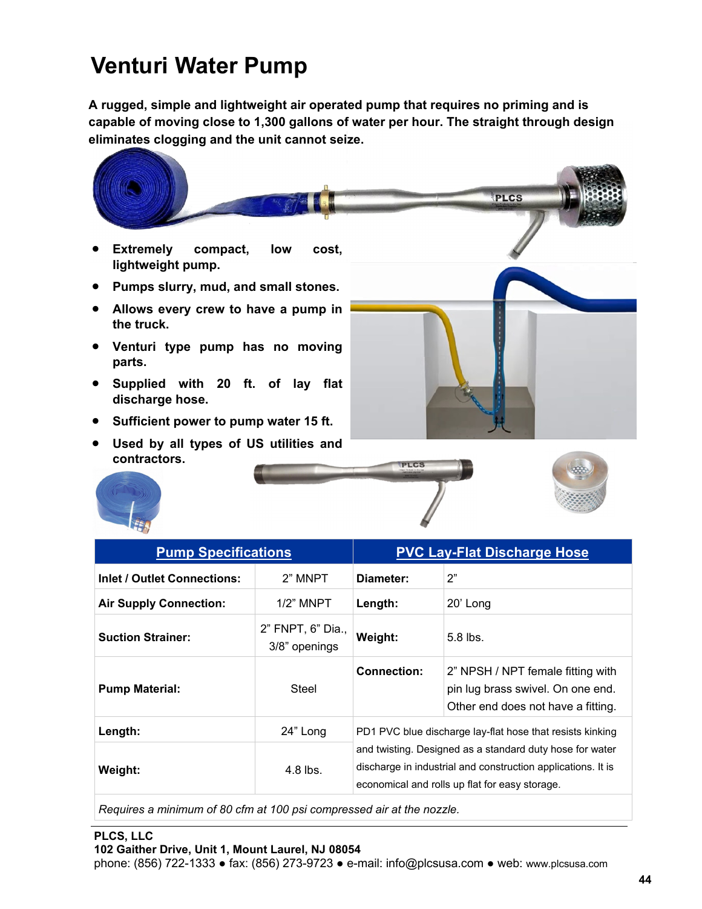# Venturi Water Pump

**A rugged, simple and lightweight air operated pump that requires no priming and is capable of moving close to 1,300 gallons of water per hour. The straight through design eliminates clogging and the unit cannot seize.**

- **Extremely compact, low cost, lightweight pump.**
- **Pumps slurry, mud, and small stones.**
- **Allows every crew to have a pump in the truck.**
- **Venturi type pump has no moving parts.**
- **Supplied with 20 ft. of lay flat discharge hose.**
- **Sufficient power to pump water 15 ft.**
- **Used by all types of US utilities and contractors.**

| Pump Specifications | | PVC Lay-Flat Discharge Hose | |
|---|---|---|---|
| **Inlet / Outlet Connections:** | 2" MNPT | **Diameter:** | 2" |
| **Air Supply Connection:** | 1/2" MNPT | **Length:** | 20' Long |
| **Suction Strainer:** | 2" FNPT, 6" Dia., 3/8" openings | **Weight:** | 5.8 lbs. |
| **Pump Material:** | Steel | **Connection:** | 2" NPSH / NPT female fitting with pin lug brass swivel. On one end. Other end does not have a fitting. |
| **Length:** | 24" Long | PD1 PVC blue discharge lay-flat hose that resists kinking and twisting. Designed as a standard duty hose for water discharge in industrial and construction applications. It is economical and rolls up flat for easy storage. | |
| **Weight:** | 4.8 lbs. | | |

*Requires a minimum of 80 cfm at 100 psi compressed air at the nozzle.*

**PLCS, LLC**
**102 Gaither Drive, Unit 1, Mount Laurel, NJ 08054**
phone: (856) 722-1333 ● fax: (856) 273-9723 ● e-mail: info@plcsusa.com ● web: www.plcsusa.com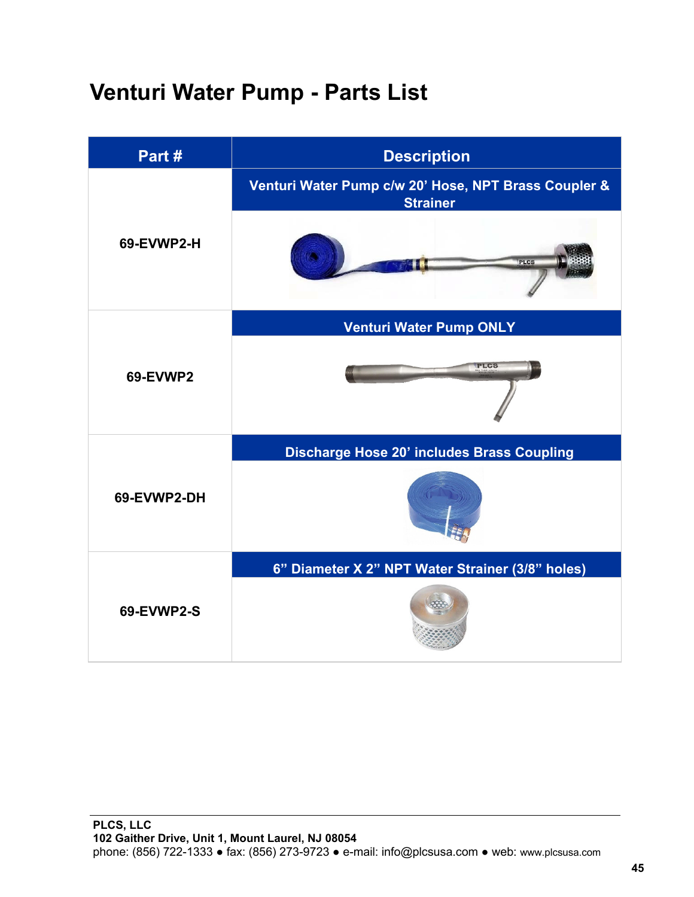# Venturi Water Pump - Parts List

| Part # | Description |
| --- | --- |
| 69-EVWP2-H | Venturi Water Pump c/w 20' Hose, NPT Brass Coupler & Strainer |
| 69-EVWP2 | Venturi Water Pump ONLY |
| 69-EVWP2-DH | Discharge Hose 20' includes Brass Coupling |
| 69-EVWP2-S | 6" Diameter X 2" NPT Water Strainer (3/8" holes) |

**PLCS, LLC**
**102 Gaither Drive, Unit 1, Mount Laurel, NJ 08054**
phone: (856) 722-1333 ● fax: (856) 273-9723 ● e-mail: info@plcsusa.com ● web: www.plcsusa.com